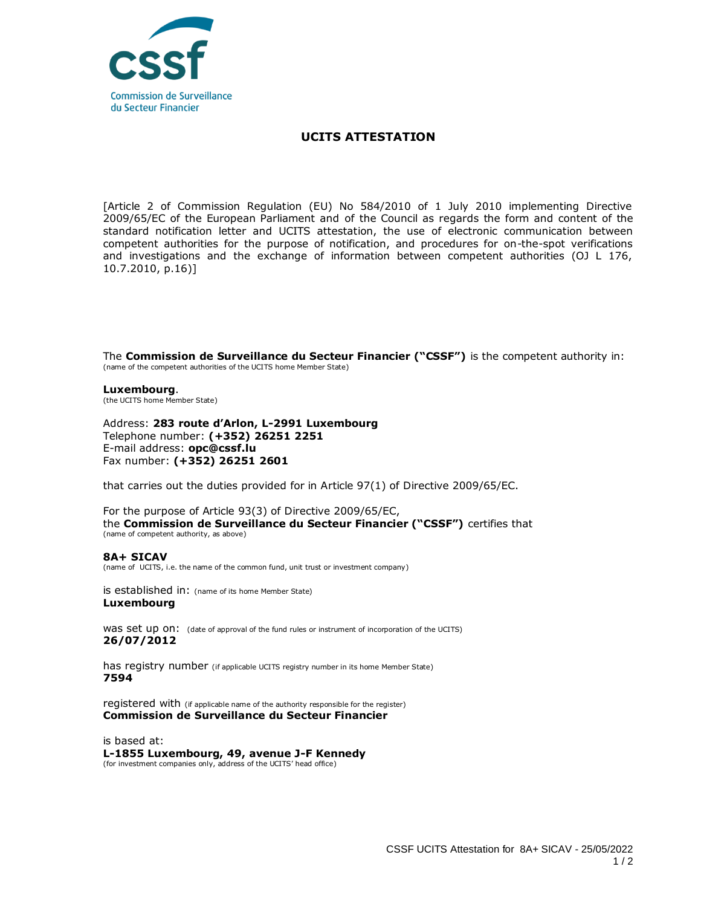Commission de Surveillance du Secteur Financier

# UCITS ATTESTATION

[Article 2 of Commission Regulation (EU) No 584/2010 of 1 July 2010 implementing Directive 2009/65/EC of the European Parliament and of the Council as regards the form and content of the standard notification letter and UCITS attestation, the use of electronic communication between competent authorities for the purpose of notification, and procedures for on-the-spot verifications and investigations and the exchange of information between competent authorities (OJ L 176, 10.7.2010, p.16)]

The **Commission de Surveillance du Secteur Financier ("CSSF")** is the competent authority in:
(name of the competent authorities of the UCITS home Member State)

**Luxembourg**.
(the UCITS home Member State)

Address: **283 route d'Arlon, L-2991 Luxembourg**
Telephone number: **(+352) 26251 2251**
E-mail address: **opc@cssf.lu**
Fax number: **(+352) 26251 2601**

that carries out the duties provided for in Article 97(1) of Directive 2009/65/EC.

For the purpose of Article 93(3) of Directive 2009/65/EC,
the **Commission de Surveillance du Secteur Financier ("CSSF")** certifies that
(name of competent authority, as above)

**8A+ SICAV**
(name of UCITS, i.e. the name of the common fund, unit trust or investment company)

is established in: (name of its home Member State)
**Luxembourg**

was set up on: (date of approval of the fund rules or instrument of incorporation of the UCITS)
**26/07/2012**

has registry number (if applicable UCITS registry number in its home Member State)
**7594**

registered with (if applicable name of the authority responsible for the register)
**Commission de Surveillance du Secteur Financier**

is based at:
**L-1855 Luxembourg, 49, avenue J-F Kennedy**
(for investment companies only, address of the UCITS' head office)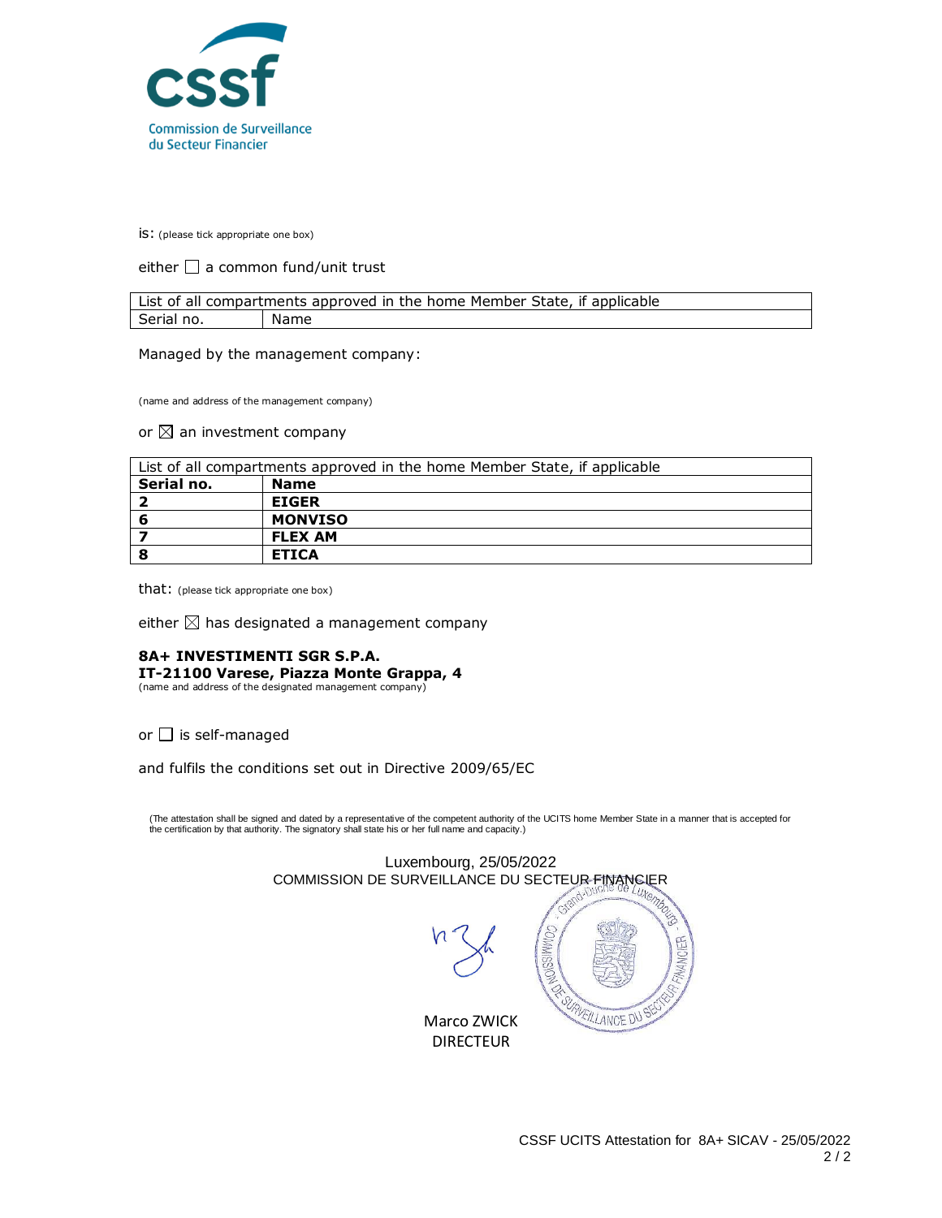**cssf**

Commission de Surveillance du Secteur Financier

is: (please tick appropriate one box)

either ☐ a common fund/unit trust

| List of all compartments approved in the home Member State, if applicable | |
|---|---|
| Serial no. | Name |

Managed by the management company:

(name and address of the management company)

or ☒ an investment company

| List of all compartments approved in the home Member State, if applicable | |
|---|---|
| **Serial no.** | **Name** |
| **2** | **EIGER** |
| **6** | **MONVISO** |
| **7** | **FLEX AM** |
| **8** | **ETICA** |

that: (please tick appropriate one box)

either ☒ has designated a management company

**8A+ INVESTIMENTI SGR S.P.A.**
**IT-21100 Varese, Piazza Monte Grappa, 4**
(name and address of the designated management company)

or ☐ is self-managed

and fulfils the conditions set out in Directive 2009/65/EC

(The attestation shall be signed and dated by a representative of the competent authority of the UCITS home Member State in a manner that is accepted for the certification by that authority. The signatory shall state his or her full name and capacity.)

Luxembourg, 25/05/2022
COMMISSION DE SURVEILLANCE DU SECTEUR FINANCIER

Marco ZWICK
DIRECTEUR

CSSF UCITS Attestation for 8A+ SICAV - 25/05/2022